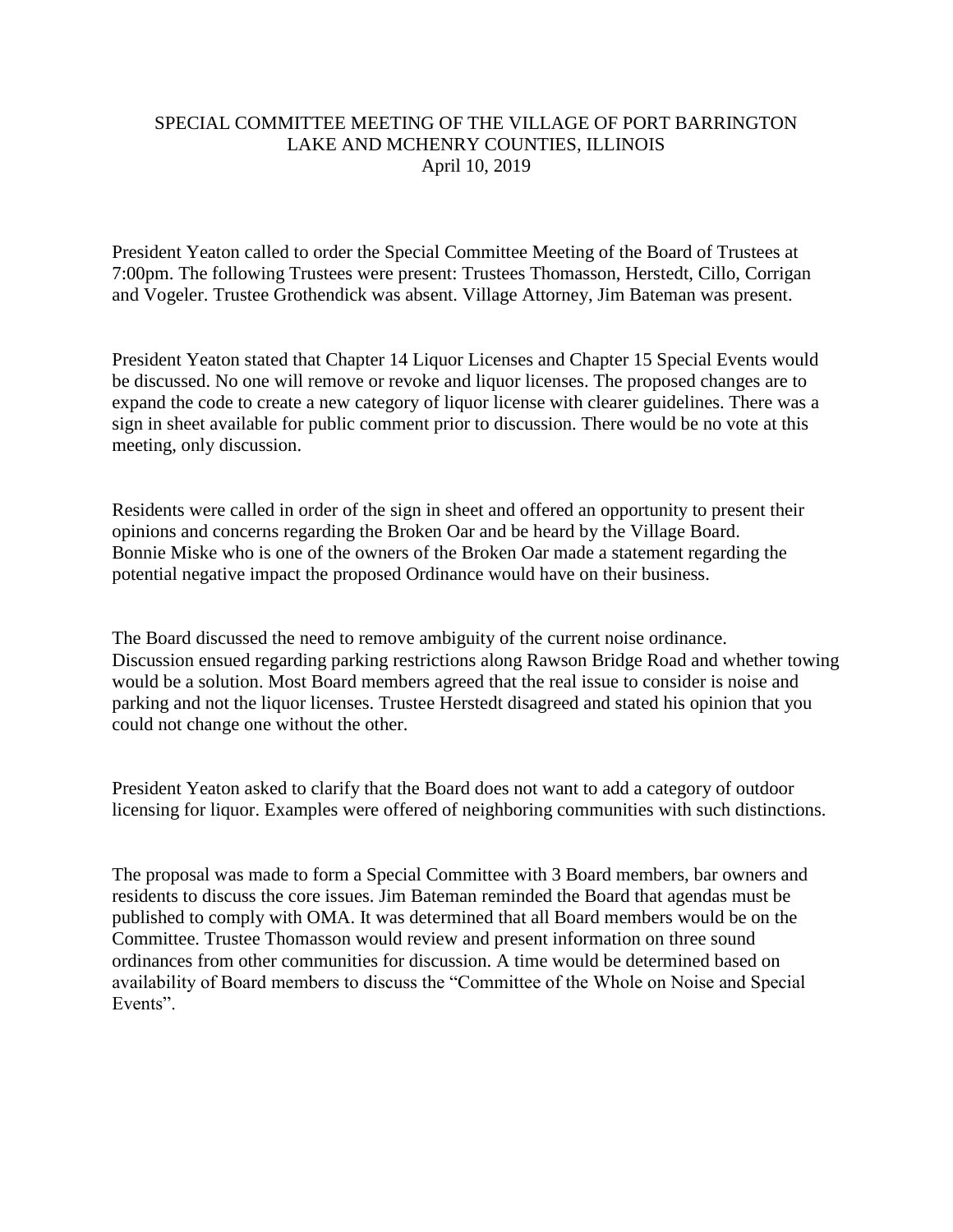# SPECIAL COMMITTEE MEETING OF THE VILLAGE OF PORT BARRINGTON
## LAKE AND MCHENRY COUNTIES, ILLINOIS
### April 10, 2019

President Yeaton called to order the Special Committee Meeting of the Board of Trustees at 7:00pm. The following Trustees were present: Trustees Thomasson, Herstedt, Cillo, Corrigan and Vogeler. Trustee Grothendick was absent. Village Attorney, Jim Bateman was present.

President Yeaton stated that Chapter 14 Liquor Licenses and Chapter 15 Special Events would be discussed. No one will remove or revoke and liquor licenses. The proposed changes are to expand the code to create a new category of liquor license with clearer guidelines. There was a sign in sheet available for public comment prior to discussion. There would be no vote at this meeting, only discussion.

Residents were called in order of the sign in sheet and offered an opportunity to present their opinions and concerns regarding the Broken Oar and be heard by the Village Board. Bonnie Miske who is one of the owners of the Broken Oar made a statement regarding the potential negative impact the proposed Ordinance would have on their business.

The Board discussed the need to remove ambiguity of the current noise ordinance. Discussion ensued regarding parking restrictions along Rawson Bridge Road and whether towing would be a solution. Most Board members agreed that the real issue to consider is noise and parking and not the liquor licenses. Trustee Herstedt disagreed and stated his opinion that you could not change one without the other.

President Yeaton asked to clarify that the Board does not want to add a category of outdoor licensing for liquor. Examples were offered of neighboring communities with such distinctions.

The proposal was made to form a Special Committee with 3 Board members, bar owners and residents to discuss the core issues. Jim Bateman reminded the Board that agendas must be published to comply with OMA. It was determined that all Board members would be on the Committee. Trustee Thomasson would review and present information on three sound ordinances from other communities for discussion. A time would be determined based on availability of Board members to discuss the "Committee of the Whole on Noise and Special Events".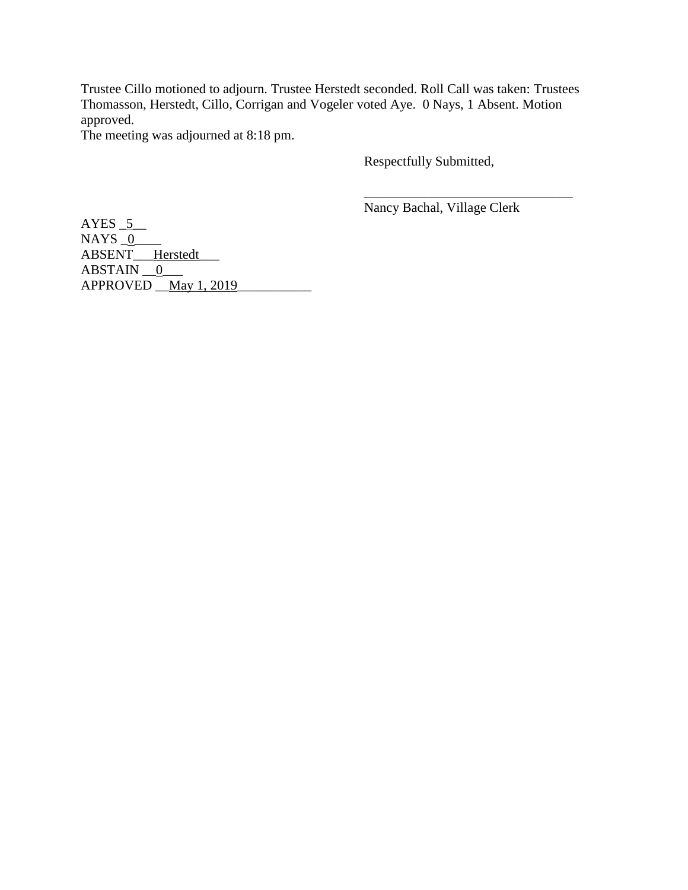Trustee Cillo motioned to adjourn. Trustee Herstedt seconded. Roll Call was taken: Trustees Thomasson, Herstedt, Cillo, Corrigan and Vogeler voted Aye. 0 Nays, 1 Absent. Motion approved.
The meeting was adjourned at 8:18 pm.

Respectfully Submitted,

_______________________________
Nancy Bachal, Village Clerk

AYES _5__
NAYS _0____
ABSENT___Herstedt___
ABSTAIN __0___
APPROVED __May 1, 2019___________